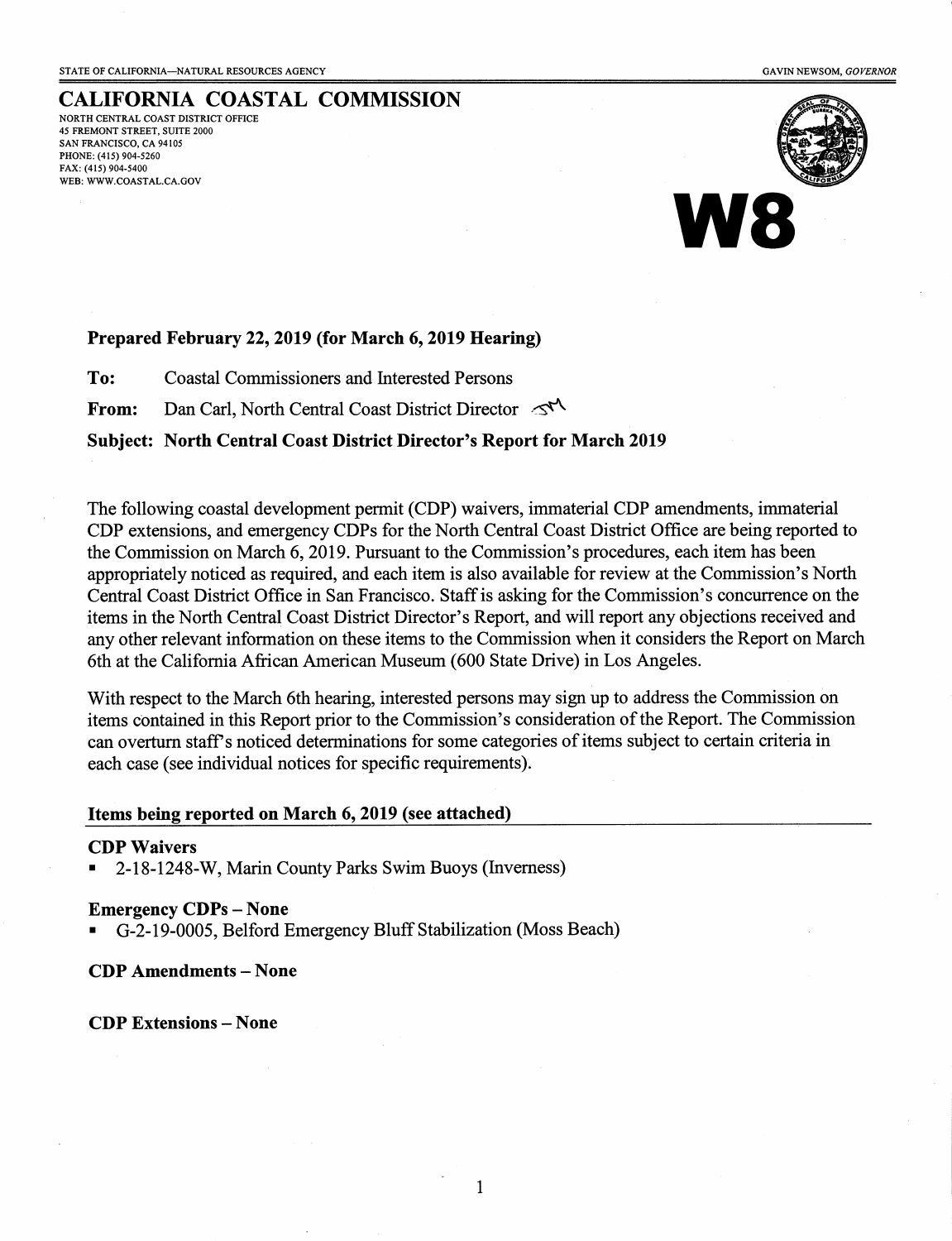STATE OF CALIFORNIA—NATURAL RESOURCES AGENCY

GAVIN NEWSOM, *GOVERNOR*

# CALIFORNIA COASTAL COMMISSION

NORTH CENTRAL COAST DISTRICT OFFICE
45 FREMONT STREET, SUITE 2000
SAN FRANCISCO, CA 94105
PHONE: (415) 904-5260
FAX: (415) 904-5400
WEB: WWW.COASTAL.CA.GOV

# W8

**Prepared February 22, 2019 (for March 6, 2019 Hearing)**

**To:** Coastal Commissioners and Interested Persons

**From:** Dan Carl, North Central Coast District Director

**Subject: North Central Coast District Director's Report for March 2019**

The following coastal development permit (CDP) waivers, immaterial CDP amendments, immaterial CDP extensions, and emergency CDPs for the North Central Coast District Office are being reported to the Commission on March 6, 2019. Pursuant to the Commission's procedures, each item has been appropriately noticed as required, and each item is also available for review at the Commission's North Central Coast District Office in San Francisco. Staff is asking for the Commission's concurrence on the items in the North Central Coast District Director's Report, and will report any objections received and any other relevant information on these items to the Commission when it considers the Report on March 6th at the California African American Museum (600 State Drive) in Los Angeles.

With respect to the March 6th hearing, interested persons may sign up to address the Commission on items contained in this Report prior to the Commission's consideration of the Report. The Commission can overturn staff's noticed determinations for some categories of items subject to certain criteria in each case (see individual notices for specific requirements).

## Items being reported on March 6, 2019 (see attached)

**CDP Waivers**

- 2-18-1248-W, Marin County Parks Swim Buoys (Inverness)

**Emergency CDPs – None**

- G-2-19-0005, Belford Emergency Bluff Stabilization (Moss Beach)

**CDP Amendments – None**

**CDP Extensions – None**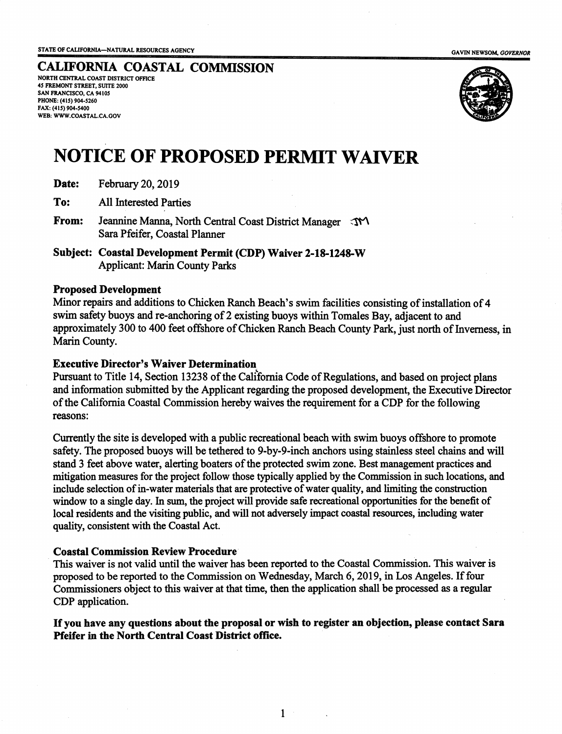STATE OF CALIFORNIA—NATURAL RESOURCES AGENCY GAVIN NEWSOM, *GOVERNOR*

## CALIFORNIA COASTAL COMMISSION

NORTH CENTRAL COAST DISTRICT OFFICE
45 FREMONT STREET, SUITE 2000
SAN FRANCISCO, CA 94105
PHONE: (415) 904-5260
FAX: (415) 904-5400
WEB: WWW.COASTAL.CA.GOV

# NOTICE OF PROPOSED PERMIT WAIVER

**Date:** February 20, 2019

**To:** All Interested Parties

**From:** Jeannine Manna, North Central Coast District Manager
Sara Pfeifer, Coastal Planner

**Subject: Coastal Development Permit (CDP) Waiver 2-18-1248-W**
Applicant: Marin County Parks

### Proposed Development

Minor repairs and additions to Chicken Ranch Beach's swim facilities consisting of installation of 4 swim safety buoys and re-anchoring of 2 existing buoys within Tomales Bay, adjacent to and approximately 300 to 400 feet offshore of Chicken Ranch Beach County Park, just north of Inverness, in Marin County.

### Executive Director's Waiver Determination

Pursuant to Title 14, Section 13238 of the California Code of Regulations, and based on project plans and information submitted by the Applicant regarding the proposed development, the Executive Director of the California Coastal Commission hereby waives the requirement for a CDP for the following reasons:

Currently the site is developed with a public recreational beach with swim buoys offshore to promote safety. The proposed buoys will be tethered to 9-by-9-inch anchors using stainless steel chains and will stand 3 feet above water, alerting boaters of the protected swim zone. Best management practices and mitigation measures for the project follow those typically applied by the Commission in such locations, and include selection of in-water materials that are protective of water quality, and limiting the construction window to a single day. In sum, the project will provide safe recreational opportunities for the benefit of local residents and the visiting public, and will not adversely impact coastal resources, including water quality, consistent with the Coastal Act.

### Coastal Commission Review Procedure

This waiver is not valid until the waiver has been reported to the Coastal Commission. This waiver is proposed to be reported to the Commission on Wednesday, March 6, 2019, in Los Angeles. If four Commissioners object to this waiver at that time, then the application shall be processed as a regular CDP application.

**If you have any questions about the proposal or wish to register an objection, please contact Sara Pfeifer in the North Central Coast District office.**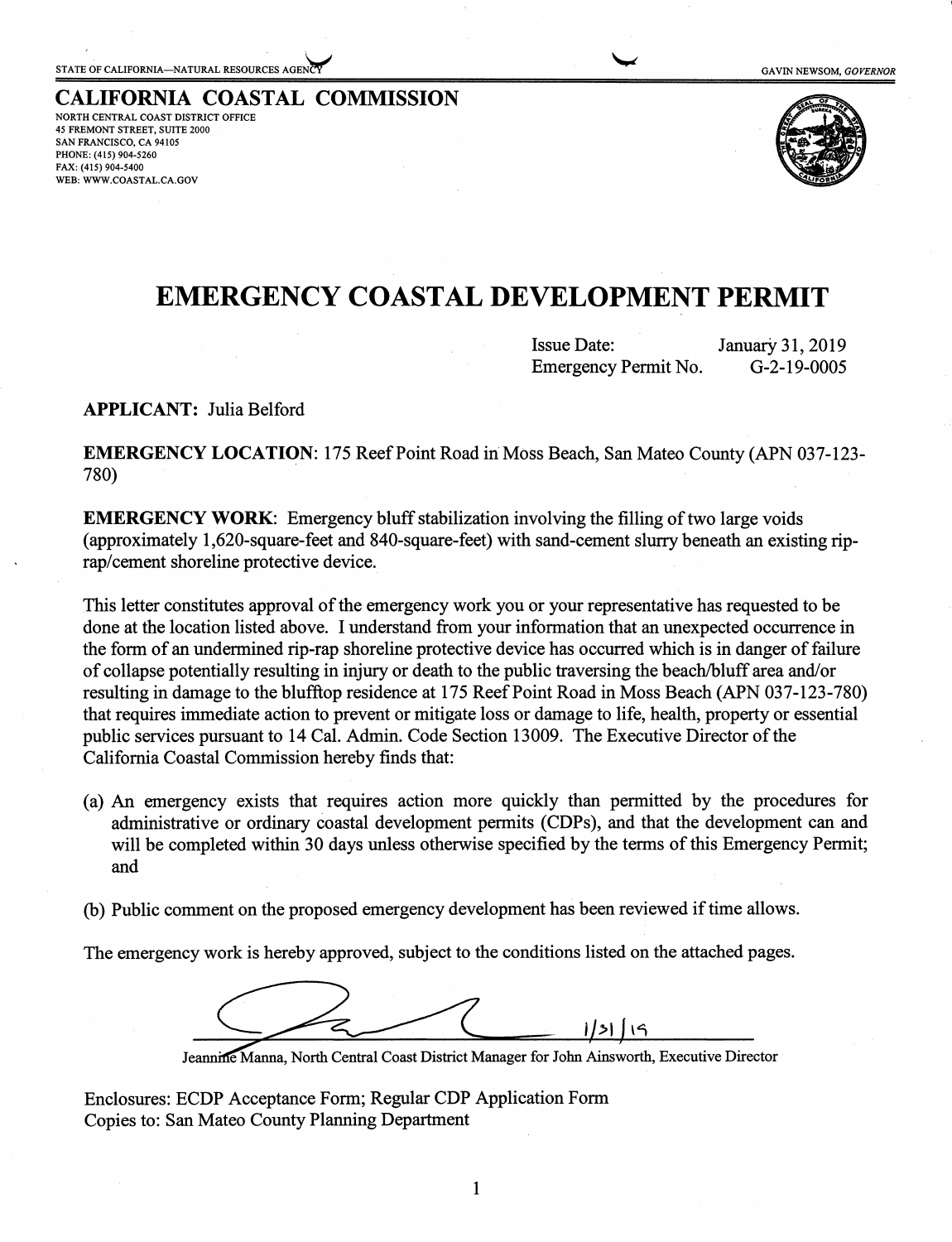STATE OF CALIFORNIA—NATURAL RESOURCES AGENCY

GAVIN NEWSOM, *GOVERNOR*

**CALIFORNIA COASTAL COMMISSION**

NORTH CENTRAL COAST DISTRICT OFFICE
45 FREMONT STREET, SUITE 2000
SAN FRANCISCO, CA 94105
PHONE: (415) 904-5260
FAX: (415) 904-5400
WEB: WWW.COASTAL.CA.GOV

# EMERGENCY COASTAL DEVELOPMENT PERMIT

Issue Date: January 31, 2019
Emergency Permit No. G-2-19-0005

**APPLICANT:** Julia Belford

**EMERGENCY LOCATION**: 175 Reef Point Road in Moss Beach, San Mateo County (APN 037-123-780)

**EMERGENCY WORK**: Emergency bluff stabilization involving the filling of two large voids (approximately 1,620-square-feet and 840-square-feet) with sand-cement slurry beneath an existing rip-rap/cement shoreline protective device.

This letter constitutes approval of the emergency work you or your representative has requested to be done at the location listed above. I understand from your information that an unexpected occurrence in the form of an undermined rip-rap shoreline protective device has occurred which is in danger of failure of collapse potentially resulting in injury or death to the public traversing the beach/bluff area and/or resulting in damage to the blufftop residence at 175 Reef Point Road in Moss Beach (APN 037-123-780) that requires immediate action to prevent or mitigate loss or damage to life, health, property or essential public services pursuant to 14 Cal. Admin. Code Section 13009. The Executive Director of the California Coastal Commission hereby finds that:

(a) An emergency exists that requires action more quickly than permitted by the procedures for administrative or ordinary coastal development permits (CDPs), and that the development can and will be completed within 30 days unless otherwise specified by the terms of this Emergency Permit; and

(b) Public comment on the proposed emergency development has been reviewed if time allows.

The emergency work is hereby approved, subject to the conditions listed on the attached pages.

1/31/19

Jeannine Manna, North Central Coast District Manager for John Ainsworth, Executive Director

Enclosures: ECDP Acceptance Form; Regular CDP Application Form
Copies to: San Mateo County Planning Department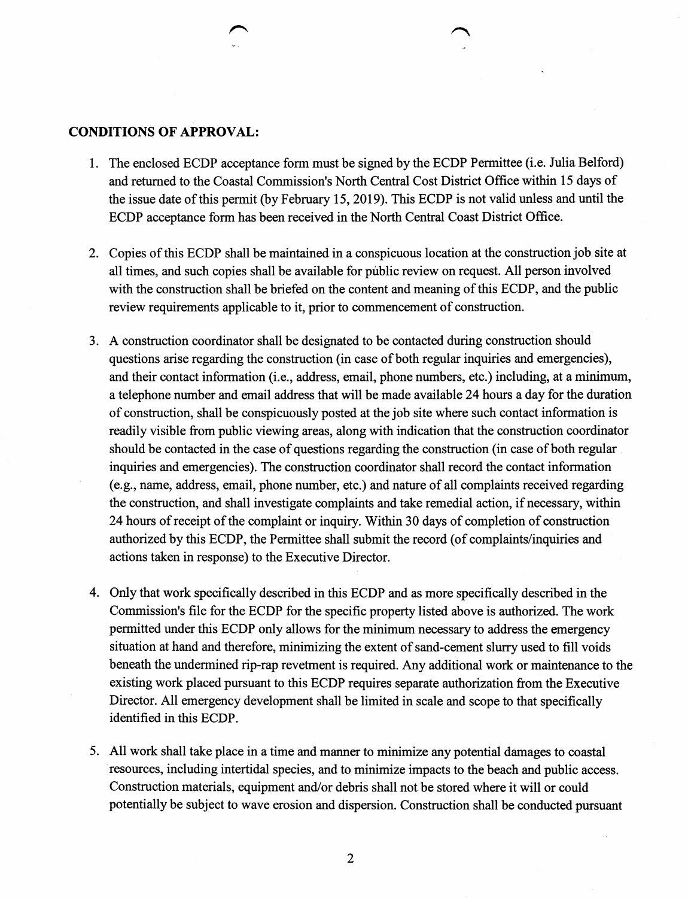**CONDITIONS OF APPROVAL:**

1. The enclosed ECDP acceptance form must be signed by the ECDP Permittee (i.e. Julia Belford) and returned to the Coastal Commission's North Central Cost District Office within 15 days of the issue date of this permit (by February 15, 2019). This ECDP is not valid unless and until the ECDP acceptance form has been received in the North Central Coast District Office.

2. Copies of this ECDP shall be maintained in a conspicuous location at the construction job site at all times, and such copies shall be available for public review on request. All person involved with the construction shall be briefed on the content and meaning of this ECDP, and the public review requirements applicable to it, prior to commencement of construction.

3. A construction coordinator shall be designated to be contacted during construction should questions arise regarding the construction (in case of both regular inquiries and emergencies), and their contact information (i.e., address, email, phone numbers, etc.) including, at a minimum, a telephone number and email address that will be made available 24 hours a day for the duration of construction, shall be conspicuously posted at the job site where such contact information is readily visible from public viewing areas, along with indication that the construction coordinator should be contacted in the case of questions regarding the construction (in case of both regular inquiries and emergencies). The construction coordinator shall record the contact information (e.g., name, address, email, phone number, etc.) and nature of all complaints received regarding the construction, and shall investigate complaints and take remedial action, if necessary, within 24 hours of receipt of the complaint or inquiry. Within 30 days of completion of construction authorized by this ECDP, the Permittee shall submit the record (of complaints/inquiries and actions taken in response) to the Executive Director.

4. Only that work specifically described in this ECDP and as more specifically described in the Commission's file for the ECDP for the specific property listed above is authorized. The work permitted under this ECDP only allows for the minimum necessary to address the emergency situation at hand and therefore, minimizing the extent of sand-cement slurry used to fill voids beneath the undermined rip-rap revetment is required. Any additional work or maintenance to the existing work placed pursuant to this ECDP requires separate authorization from the Executive Director. All emergency development shall be limited in scale and scope to that specifically identified in this ECDP.

5. All work shall take place in a time and manner to minimize any potential damages to coastal resources, including intertidal species, and to minimize impacts to the beach and public access. Construction materials, equipment and/or debris shall not be stored where it will or could potentially be subject to wave erosion and dispersion. Construction shall be conducted pursuant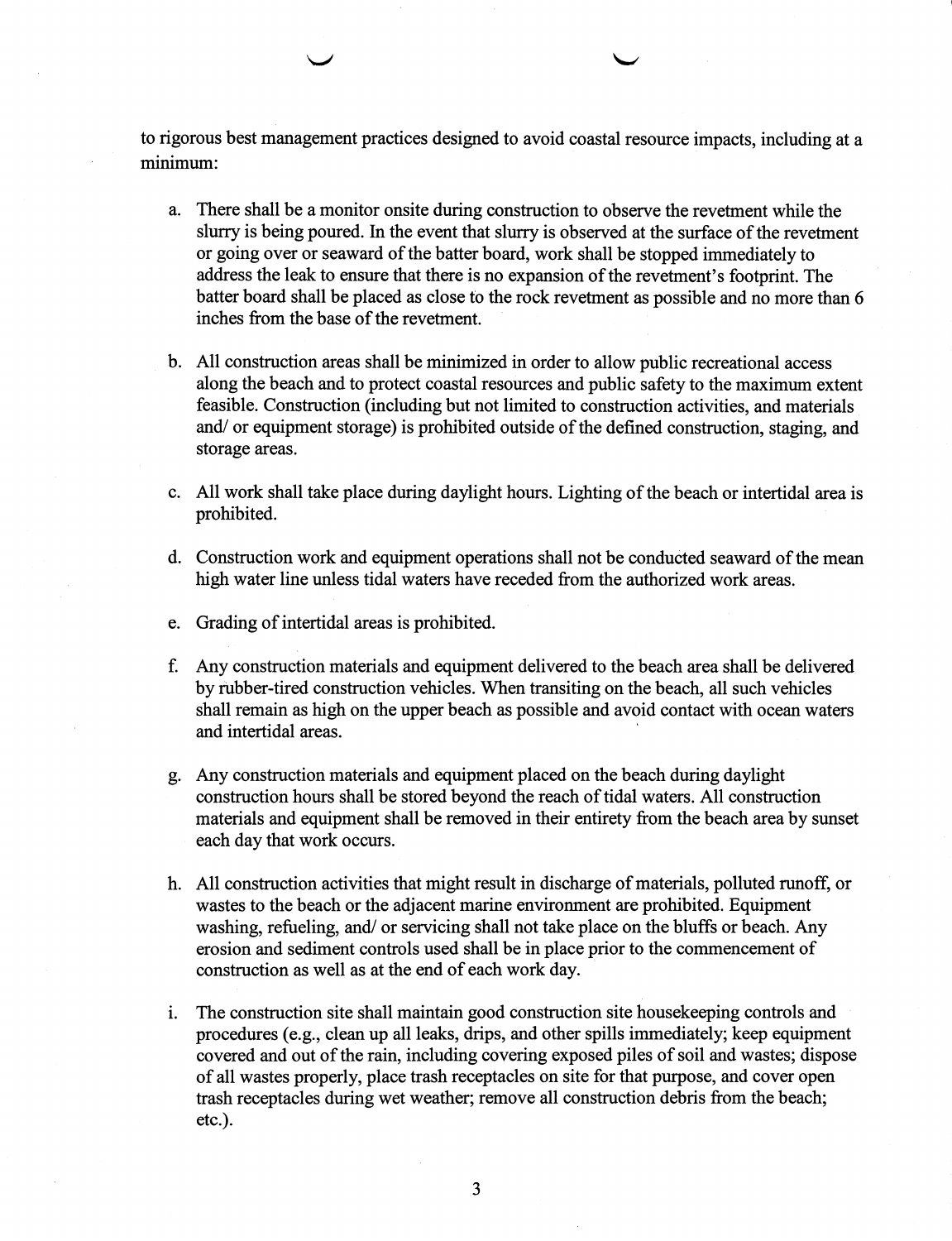to rigorous best management practices designed to avoid coastal resource impacts, including at a minimum:

a. There shall be a monitor onsite during construction to observe the revetment while the slurry is being poured. In the event that slurry is observed at the surface of the revetment or going over or seaward of the batter board, work shall be stopped immediately to address the leak to ensure that there is no expansion of the revetment's footprint. The batter board shall be placed as close to the rock revetment as possible and no more than 6 inches from the base of the revetment.

b. All construction areas shall be minimized in order to allow public recreational access along the beach and to protect coastal resources and public safety to the maximum extent feasible. Construction (including but not limited to construction activities, and materials and/ or equipment storage) is prohibited outside of the defined construction, staging, and storage areas.

c. All work shall take place during daylight hours. Lighting of the beach or intertidal area is prohibited.

d. Construction work and equipment operations shall not be conducted seaward of the mean high water line unless tidal waters have receded from the authorized work areas.

e. Grading of intertidal areas is prohibited.

f. Any construction materials and equipment delivered to the beach area shall be delivered by rubber-tired construction vehicles. When transiting on the beach, all such vehicles shall remain as high on the upper beach as possible and avoid contact with ocean waters and intertidal areas.

g. Any construction materials and equipment placed on the beach during daylight construction hours shall be stored beyond the reach of tidal waters. All construction materials and equipment shall be removed in their entirety from the beach area by sunset each day that work occurs.

h. All construction activities that might result in discharge of materials, polluted runoff, or wastes to the beach or the adjacent marine environment are prohibited. Equipment washing, refueling, and/ or servicing shall not take place on the bluffs or beach. Any erosion and sediment controls used shall be in place prior to the commencement of construction as well as at the end of each work day.

i. The construction site shall maintain good construction site housekeeping controls and procedures (e.g., clean up all leaks, drips, and other spills immediately; keep equipment covered and out of the rain, including covering exposed piles of soil and wastes; dispose of all wastes properly, place trash receptacles on site for that purpose, and cover open trash receptacles during wet weather; remove all construction debris from the beach; etc.).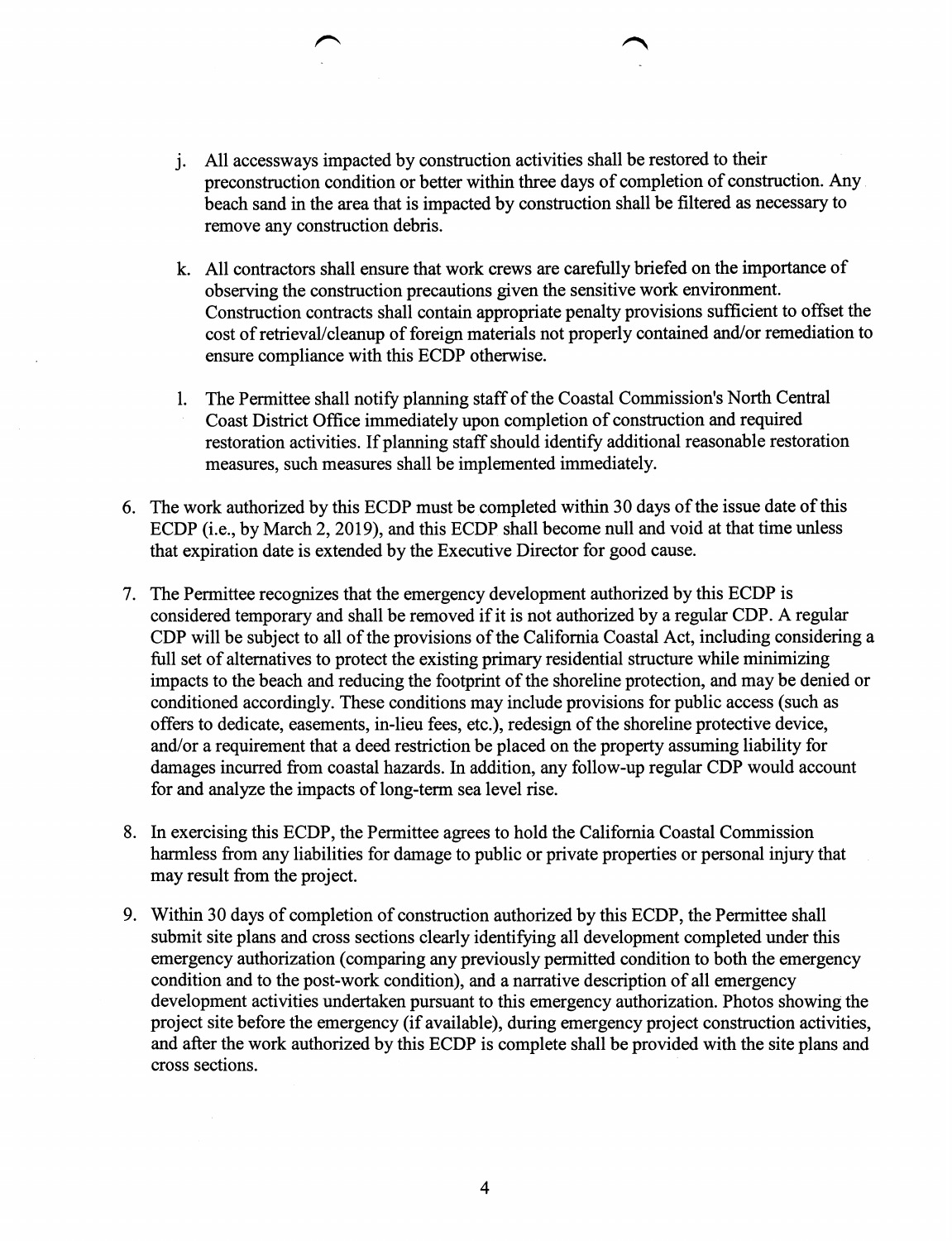j. All accessways impacted by construction activities shall be restored to their preconstruction condition or better within three days of completion of construction. Any beach sand in the area that is impacted by construction shall be filtered as necessary to remove any construction debris.

k. All contractors shall ensure that work crews are carefully briefed on the importance of observing the construction precautions given the sensitive work environment. Construction contracts shall contain appropriate penalty provisions sufficient to offset the cost of retrieval/cleanup of foreign materials not properly contained and/or remediation to ensure compliance with this ECDP otherwise.

l. The Permittee shall notify planning staff of the Coastal Commission's North Central Coast District Office immediately upon completion of construction and required restoration activities. If planning staff should identify additional reasonable restoration measures, such measures shall be implemented immediately.

6. The work authorized by this ECDP must be completed within 30 days of the issue date of this ECDP (i.e., by March 2, 2019), and this ECDP shall become null and void at that time unless that expiration date is extended by the Executive Director for good cause.

7. The Permittee recognizes that the emergency development authorized by this ECDP is considered temporary and shall be removed if it is not authorized by a regular CDP. A regular CDP will be subject to all of the provisions of the California Coastal Act, including considering a full set of alternatives to protect the existing primary residential structure while minimizing impacts to the beach and reducing the footprint of the shoreline protection, and may be denied or conditioned accordingly. These conditions may include provisions for public access (such as offers to dedicate, easements, in-lieu fees, etc.), redesign of the shoreline protective device, and/or a requirement that a deed restriction be placed on the property assuming liability for damages incurred from coastal hazards. In addition, any follow-up regular CDP would account for and analyze the impacts of long-term sea level rise.

8. In exercising this ECDP, the Permittee agrees to hold the California Coastal Commission harmless from any liabilities for damage to public or private properties or personal injury that may result from the project.

9. Within 30 days of completion of construction authorized by this ECDP, the Permittee shall submit site plans and cross sections clearly identifying all development completed under this emergency authorization (comparing any previously permitted condition to both the emergency condition and to the post-work condition), and a narrative description of all emergency development activities undertaken pursuant to this emergency authorization. Photos showing the project site before the emergency (if available), during emergency project construction activities, and after the work authorized by this ECDP is complete shall be provided with the site plans and cross sections.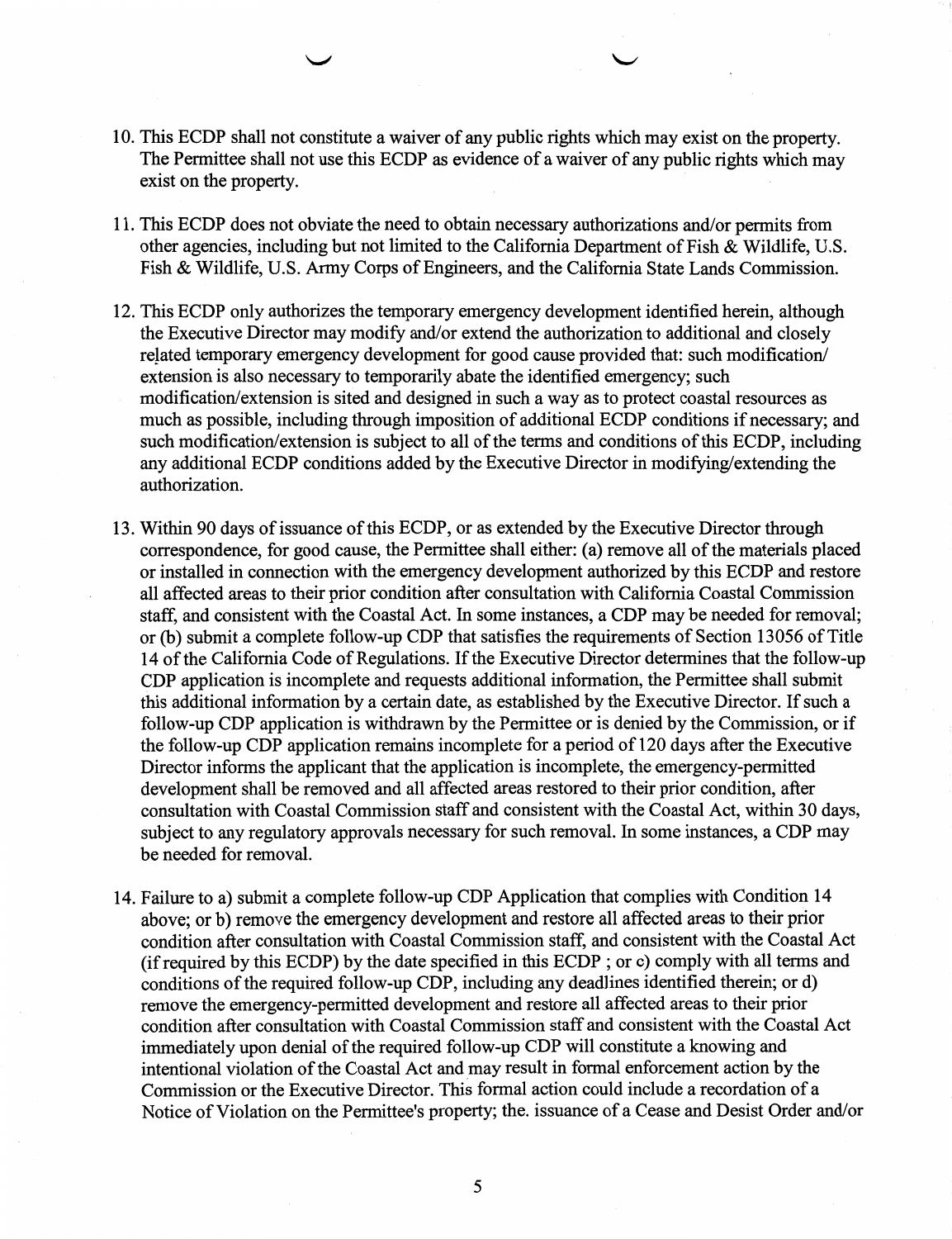10. This ECDP shall not constitute a waiver of any public rights which may exist on the property. The Permittee shall not use this ECDP as evidence of a waiver of any public rights which may exist on the property.

11. This ECDP does not obviate the need to obtain necessary authorizations and/or permits from other agencies, including but not limited to the California Department of Fish & Wildlife, U.S. Fish & Wildlife, U.S. Army Corps of Engineers, and the California State Lands Commission.

12. This ECDP only authorizes the temporary emergency development identified herein, although the Executive Director may modify and/or extend the authorization to additional and closely related temporary emergency development for good cause provided that: such modification/ extension is also necessary to temporarily abate the identified emergency; such modification/extension is sited and designed in such a way as to protect coastal resources as much as possible, including through imposition of additional ECDP conditions if necessary; and such modification/extension is subject to all of the terms and conditions of this ECDP, including any additional ECDP conditions added by the Executive Director in modifying/extending the authorization.

13. Within 90 days of issuance of this ECDP, or as extended by the Executive Director through correspondence, for good cause, the Permittee shall either: (a) remove all of the materials placed or installed in connection with the emergency development authorized by this ECDP and restore all affected areas to their prior condition after consultation with California Coastal Commission staff, and consistent with the Coastal Act. In some instances, a CDP may be needed for removal; or (b) submit a complete follow-up CDP that satisfies the requirements of Section 13056 of Title 14 of the California Code of Regulations. If the Executive Director determines that the follow-up CDP application is incomplete and requests additional information, the Permittee shall submit this additional information by a certain date, as established by the Executive Director. If such a follow-up CDP application is withdrawn by the Permittee or is denied by the Commission, or if the follow-up CDP application remains incomplete for a period of 120 days after the Executive Director informs the applicant that the application is incomplete, the emergency-permitted development shall be removed and all affected areas restored to their prior condition, after consultation with Coastal Commission staff and consistent with the Coastal Act, within 30 days, subject to any regulatory approvals necessary for such removal. In some instances, a CDP may be needed for removal.

14. Failure to a) submit a complete follow-up CDP Application that complies with Condition 14 above; or b) remove the emergency development and restore all affected areas to their prior condition after consultation with Coastal Commission staff, and consistent with the Coastal Act (if required by this ECDP) by the date specified in this ECDP ; or c) comply with all terms and conditions of the required follow-up CDP, including any deadlines identified therein; or d) remove the emergency-permitted development and restore all affected areas to their prior condition after consultation with Coastal Commission staff and consistent with the Coastal Act immediately upon denial of the required follow-up CDP will constitute a knowing and intentional violation of the Coastal Act and may result in formal enforcement action by the Commission or the Executive Director. This formal action could include a recordation of a Notice of Violation on the Permittee's property; the. issuance of a Cease and Desist Order and/or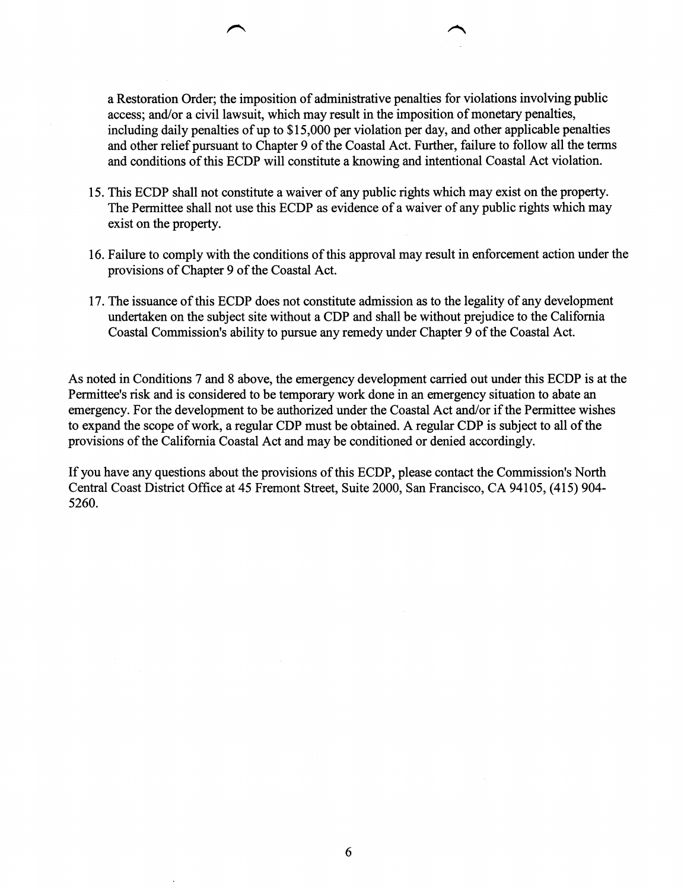a Restoration Order; the imposition of administrative penalties for violations involving public access; and/or a civil lawsuit, which may result in the imposition of monetary penalties, including daily penalties of up to $15,000 per violation per day, and other applicable penalties and other relief pursuant to Chapter 9 of the Coastal Act. Further, failure to follow all the terms and conditions of this ECDP will constitute a knowing and intentional Coastal Act violation.

15. This ECDP shall not constitute a waiver of any public rights which may exist on the property. The Permittee shall not use this ECDP as evidence of a waiver of any public rights which may exist on the property.

16. Failure to comply with the conditions of this approval may result in enforcement action under the provisions of Chapter 9 of the Coastal Act.

17. The issuance of this ECDP does not constitute admission as to the legality of any development undertaken on the subject site without a CDP and shall be without prejudice to the California Coastal Commission's ability to pursue any remedy under Chapter 9 of the Coastal Act.

As noted in Conditions 7 and 8 above, the emergency development carried out under this ECDP is at the Permittee's risk and is considered to be temporary work done in an emergency situation to abate an emergency. For the development to be authorized under the Coastal Act and/or if the Permittee wishes to expand the scope of work, a regular CDP must be obtained. A regular CDP is subject to all of the provisions of the California Coastal Act and may be conditioned or denied accordingly.

If you have any questions about the provisions of this ECDP, please contact the Commission's North Central Coast District Office at 45 Fremont Street, Suite 2000, San Francisco, CA 94105, (415) 904-5260.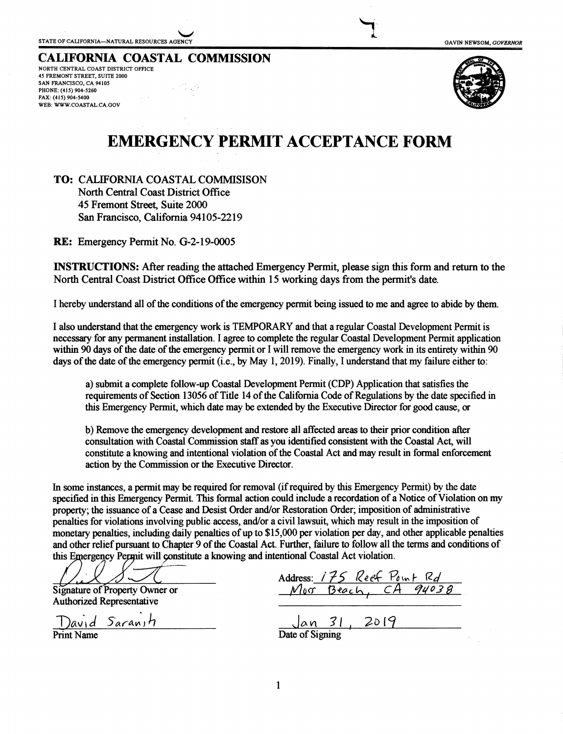STATE OF CALIFORNIA—NATURAL RESOURCES AGENCY

GAVIN NEWSOM, *GOVERNOR*

**CALIFORNIA COASTAL COMMISSION**

NORTH CENTRAL COAST DISTRICT OFFICE
45 FREMONT STREET, SUITE 2000
SAN FRANCISCO, CA 94105
PHONE: (415) 904-5260
FAX: (415) 904-5400
WEB: WWW.COASTAL.CA.GOV

# EMERGENCY PERMIT ACCEPTANCE FORM

**TO:** CALIFORNIA COASTAL COMMISISON
North Central Coast District Office
45 Fremont Street, Suite 2000
San Francisco, California 94105-2219

**RE:** Emergency Permit No. G-2-19-0005

**INSTRUCTIONS:** After reading the attached Emergency Permit, please sign this form and return to the North Central Coast District Office Office within 15 working days from the permit's date.

I hereby understand all of the conditions of the emergency permit being issued to me and agree to abide by them.

I also understand that the emergency work is TEMPORARY and that a regular Coastal Development Permit is necessary for any permanent installation. I agree to complete the regular Coastal Development Permit application within 90 days of the date of the emergency permit or I will remove the emergency work in its entirety within 90 days of the date of the emergency permit (i.e., by May 1, 2019). Finally, I understand that my failure either to:

a) submit a complete follow-up Coastal Development Permit (CDP) Application that satisfies the requirements of Section 13056 of Title 14 of the California Code of Regulations by the date specified in this Emergency Permit, which date may be extended by the Executive Director for good cause, or

b) Remove the emergency development and restore all affected areas to their prior condition after consultation with Coastal Commission staff as you identified consistent with the Coastal Act, will constitute a knowing and intentional violation of the Coastal Act and may result in formal enforcement action by the Commission or the Executive Director.

In some instances, a permit may be required for removal (if required by this Emergency Permit) by the date specified in this Emergency Permit. This formal action could include a recordation of a Notice of Violation on my property; the issuance of a Cease and Desist Order and/or Restoration Order; imposition of administrative penalties for violations involving public access, and/or a civil lawsuit, which may result in the imposition of monetary penalties, including daily penalties of up to $15,000 per violation per day, and other applicable penalties and other relief pursuant to Chapter 9 of the Coastal Act. Further, failure to follow all the terms and conditions of this Emergency Permit will constitute a knowing and intentional Coastal Act violation.

[Signature]
Signature of Property Owner or Authorized Representative

David Saranih
Print Name

Address: 175 Reef Point Rd
Moss Beach, CA 94038

Jan 31, 2019
Date of Signing